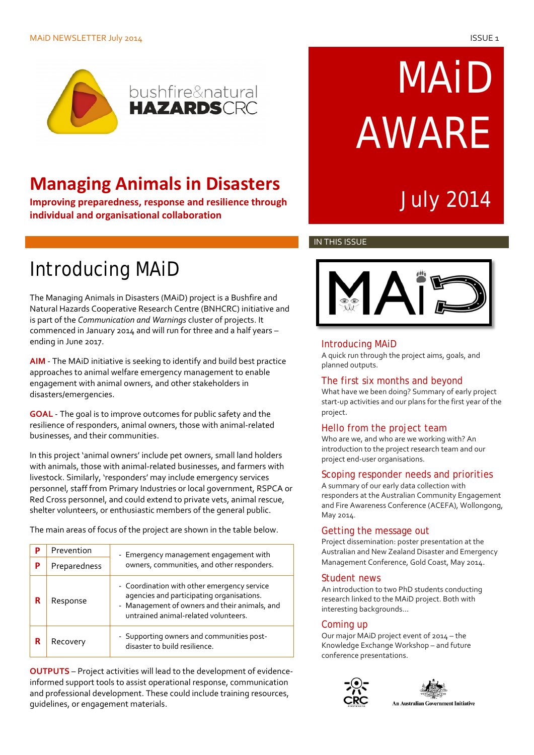MAiD NEWSLETTER July 2014

ISSUE 1

bushfire&natural HAZARDS CRC

# Managing Animals in Disasters

**Improving preparedness, response and resilience through individual and organisational collaboration**

# MAiD AWARE

July 2014

## Introducing MAiD

The Managing Animals in Disasters (MAiD) project is a Bushfire and Natural Hazards Cooperative Research Centre (BNHCRC) initiative and is part of the *Communication and Warnings* cluster of projects. It commenced in January 2014 and will run for three and a half years – ending in June 2017.

**AIM** - The MAiD initiative is seeking to identify and build best practice approaches to animal welfare emergency management to enable engagement with animal owners, and other stakeholders in disasters/emergencies.

**GOAL** - The goal is to improve outcomes for public safety and the resilience of responders, animal owners, those with animal-related businesses, and their communities.

In this project 'animal owners' include pet owners, small land holders with animals, those with animal-related businesses, and farmers with livestock. Similarly, 'responders' may include emergency services personnel, staff from Primary Industries or local government, RSPCA or Red Cross personnel, and could extend to private vets, animal rescue, shelter volunteers, or enthusiastic members of the general public.

The main areas of focus of the project are shown in the table below.

| | | |
|---|---|---|
| **P** | Prevention | - Emergency management engagement with owners, communities, and other responders. |
| **P** | Preparedness | |
| **R** | Response | - Coordination with other emergency service agencies and participating organisations.<br>- Management of owners and their animals, and untrained animal-related volunteers. |
| **R** | Recovery | - Supporting owners and communities post-disaster to build resilience. |

**OUTPUTS** – Project activities will lead to the development of evidence-informed support tools to assist operational response, communication and professional development. These could include training resources, guidelines, or engagement materials.

## IN THIS ISSUE

MAiD

**Introducing MAiD**
A quick run through the project aims, goals, and planned outputs.

**The first six months and beyond**
What have we been doing? Summary of early project start-up activities and our plans for the first year of the project.

**Hello from the project team**
Who are we, and who are we working with? An introduction to the project research team and our project end-user organisations.

**Scoping responder needs and priorities**
A summary of our early data collection with responders at the Australian Community Engagement and Fire Awareness Conference (ACEFA), Wollongong, May 2014.

**Getting the message out**
Project dissemination: poster presentation at the Australian and New Zealand Disaster and Emergency Management Conference, Gold Coast, May 2014.

**Student news**
An introduction to two PhD students conducting research linked to the MAiD project. Both with interesting backgrounds…

**Coming up**
Our major MAiD project event of 2014 – the Knowledge Exchange Workshop – and future conference presentations.

CRC AUSTRALIA

An Australian Government Initiative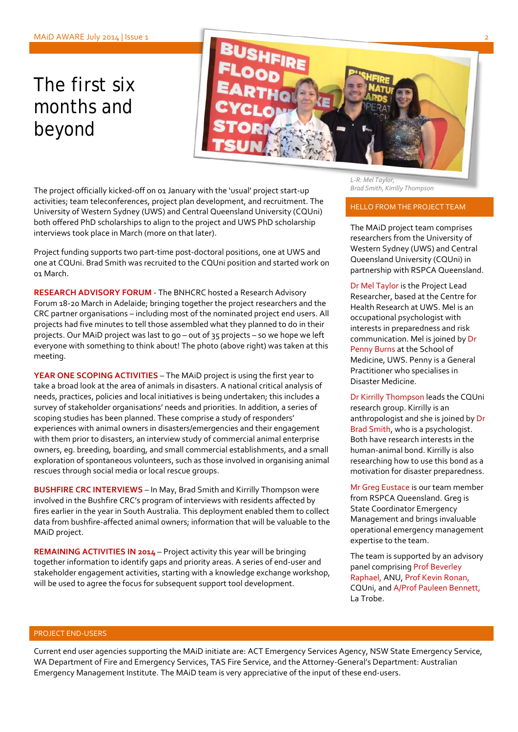# The first six months and beyond

L-R: Mel Taylor, Brad Smith, Kirrilly Thompson

The project officially kicked-off on 01 January with the 'usual' project start-up activities; team teleconferences, project plan development, and recruitment. The University of Western Sydney (UWS) and Central Queensland University (CQUni) both offered PhD scholarships to align to the project and UWS PhD scholarship interviews took place in March (more on that later).

Project funding supports two part-time post-doctoral positions, one at UWS and one at CQUni. Brad Smith was recruited to the CQUni position and started work on 01 March.

**RESEARCH ADVISORY FORUM** - The BNHCRC hosted a Research Advisory Forum 18-20 March in Adelaide; bringing together the project researchers and the CRC partner organisations – including most of the nominated project end users. All projects had five minutes to tell those assembled what they planned to do in their projects. Our MAiD project was last to go – out of 35 projects – so we hope we left everyone with something to think about! The photo (above right) was taken at this meeting.

**YEAR ONE SCOPING ACTIVITIES** – The MAiD project is using the first year to take a broad look at the area of animals in disasters. A national critical analysis of needs, practices, policies and local initiatives is being undertaken; this includes a survey of stakeholder organisations' needs and priorities. In addition, a series of scoping studies has been planned. These comprise a study of responders' experiences with animal owners in disasters/emergencies and their engagement with them prior to disasters, an interview study of commercial animal enterprise owners, eg. breeding, boarding, and small commercial establishments, and a small exploration of spontaneous volunteers, such as those involved in organising animal rescues through social media or local rescue groups.

**BUSHFIRE CRC INTERVIEWS** – In May, Brad Smith and Kirrilly Thompson were involved in the Bushfire CRC's program of interviews with residents affected by fires earlier in the year in South Australia. This deployment enabled them to collect data from bushfire-affected animal owners; information that will be valuable to the MAiD project.

**REMAINING ACTIVITIES IN 2014** – Project activity this year will be bringing together information to identify gaps and priority areas. A series of end-user and stakeholder engagement activities, starting with a knowledge exchange workshop, will be used to agree the focus for subsequent support tool development.

## HELLO FROM THE PROJECT TEAM

The MAiD project team comprises researchers from the University of Western Sydney (UWS) and Central Queensland University (CQUni) in partnership with RSPCA Queensland.

Dr Mel Taylor is the Project Lead Researcher, based at the Centre for Health Research at UWS. Mel is an occupational psychologist with interests in preparedness and risk communication. Mel is joined by Dr Penny Burns at the School of Medicine, UWS. Penny is a General Practitioner who specialises in Disaster Medicine.

Dr Kirrilly Thompson leads the CQUni research group. Kirrilly is an anthropologist and she is joined by Dr Brad Smith, who is a psychologist. Both have research interests in the human-animal bond. Kirrilly is also researching how to use this bond as a motivation for disaster preparedness.

Mr Greg Eustace is our team member from RSPCA Queensland. Greg is State Coordinator Emergency Management and brings invaluable operational emergency management expertise to the team.

The team is supported by an advisory panel comprising Prof Beverley Raphael, ANU, Prof Kevin Ronan, CQUni, and A/Prof Pauleen Bennett, La Trobe.

## PROJECT END-USERS

Current end user agencies supporting the MAiD initiate are: ACT Emergency Services Agency, NSW State Emergency Service, WA Department of Fire and Emergency Services, TAS Fire Service, and the Attorney-General's Department: Australian Emergency Management Institute. The MAiD team is very appreciative of the input of these end-users.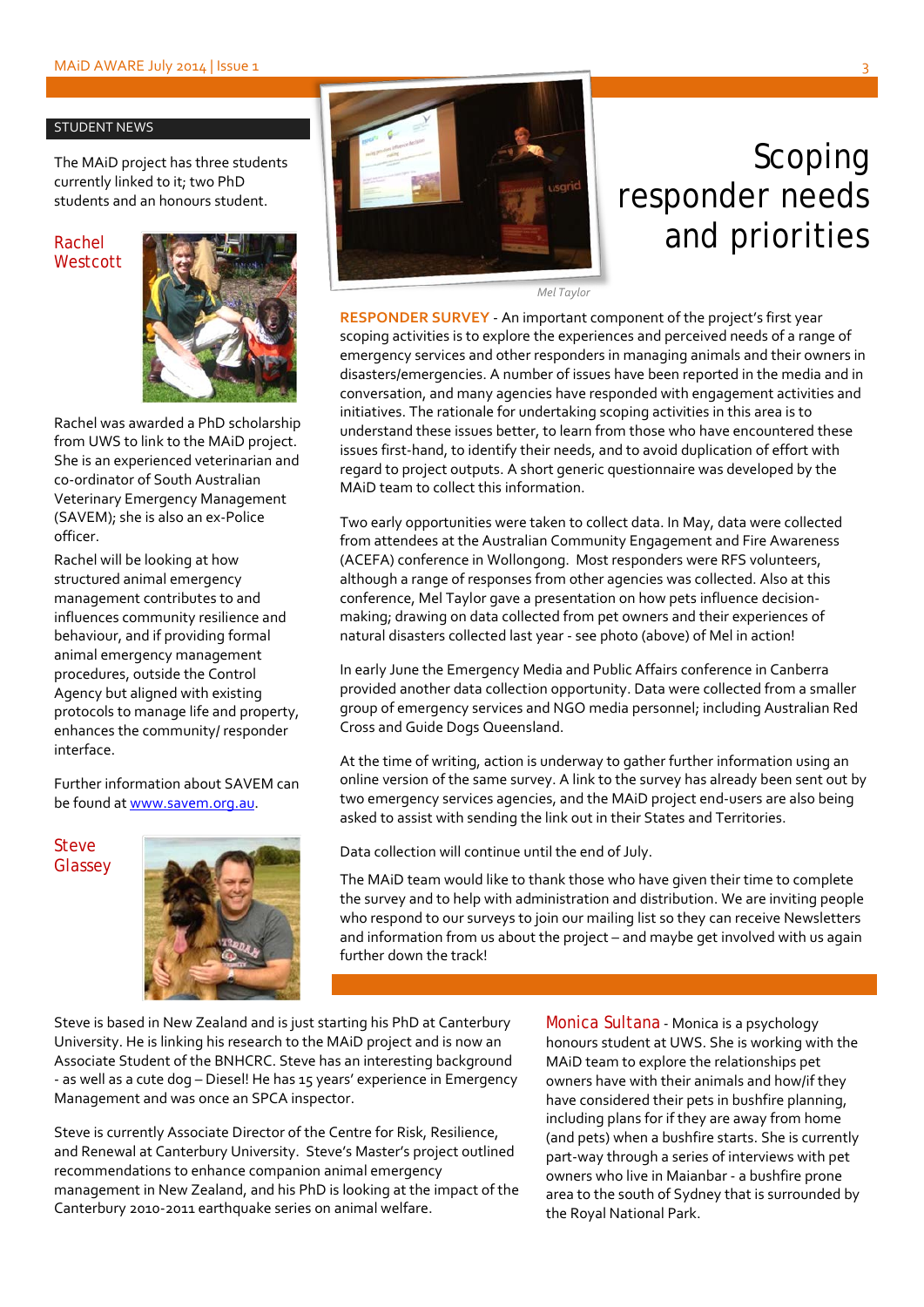## STUDENT NEWS

The MAiD project has three students currently linked to it; two PhD students and an honours student.

### Rachel Westcott

Rachel was awarded a PhD scholarship from UWS to link to the MAiD project. She is an experienced veterinarian and co-ordinator of South Australian Veterinary Emergency Management (SAVEM); she is also an ex-Police officer.

Rachel will be looking at how structured animal emergency management contributes to and influences community resilience and behaviour, and if providing formal animal emergency management procedures, outside the Control Agency but aligned with existing protocols to manage life and property, enhances the community/ responder interface.

Further information about SAVEM can be found at www.savem.org.au.

### Steve Glassey

Steve is based in New Zealand and is just starting his PhD at Canterbury University. He is linking his research to the MAiD project and is now an Associate Student of the BNHCRC. Steve has an interesting background - as well as a cute dog – Diesel! He has 15 years' experience in Emergency Management and was once an SPCA inspector.

Steve is currently Associate Director of the Centre for Risk, Resilience, and Renewal at Canterbury University. Steve's Master's project outlined recommendations to enhance companion animal emergency management in New Zealand, and his PhD is looking at the impact of the Canterbury 2010-2011 earthquake series on animal welfare.

### Monica Sultana

**Monica Sultana** - Monica is a psychology honours student at UWS. She is working with the MAiD team to explore the relationships pet owners have with their animals and how/if they have considered their pets in bushfire planning, including plans for if they are away from home (and pets) when a bushfire starts. She is currently part-way through a series of interviews with pet owners who live in Maianbar - a bushfire prone area to the south of Sydney that is surrounded by the Royal National Park.

# Scoping responder needs and priorities

*Mel Taylor*

**RESPONDER SURVEY** - An important component of the project's first year scoping activities is to explore the experiences and perceived needs of a range of emergency services and other responders in managing animals and their owners in disasters/emergencies. A number of issues have been reported in the media and in conversation, and many agencies have responded with engagement activities and initiatives. The rationale for undertaking scoping activities in this area is to understand these issues better, to learn from those who have encountered these issues first-hand, to identify their needs, and to avoid duplication of effort with regard to project outputs. A short generic questionnaire was developed by the MAiD team to collect this information.

Two early opportunities were taken to collect data. In May, data were collected from attendees at the Australian Community Engagement and Fire Awareness (ACEFA) conference in Wollongong. Most responders were RFS volunteers, although a range of responses from other agencies was collected. Also at this conference, Mel Taylor gave a presentation on how pets influence decision-making; drawing on data collected from pet owners and their experiences of natural disasters collected last year - see photo (above) of Mel in action!

In early June the Emergency Media and Public Affairs conference in Canberra provided another data collection opportunity. Data were collected from a smaller group of emergency services and NGO media personnel; including Australian Red Cross and Guide Dogs Queensland.

At the time of writing, action is underway to gather further information using an online version of the same survey. A link to the survey has already been sent out by two emergency services agencies, and the MAiD project end-users are also being asked to assist with sending the link out in their States and Territories.

Data collection will continue until the end of July.

The MAiD team would like to thank those who have given their time to complete the survey and to help with administration and distribution. We are inviting people who respond to our surveys to join our mailing list so they can receive Newsletters and information from us about the project – and maybe get involved with us again further down the track!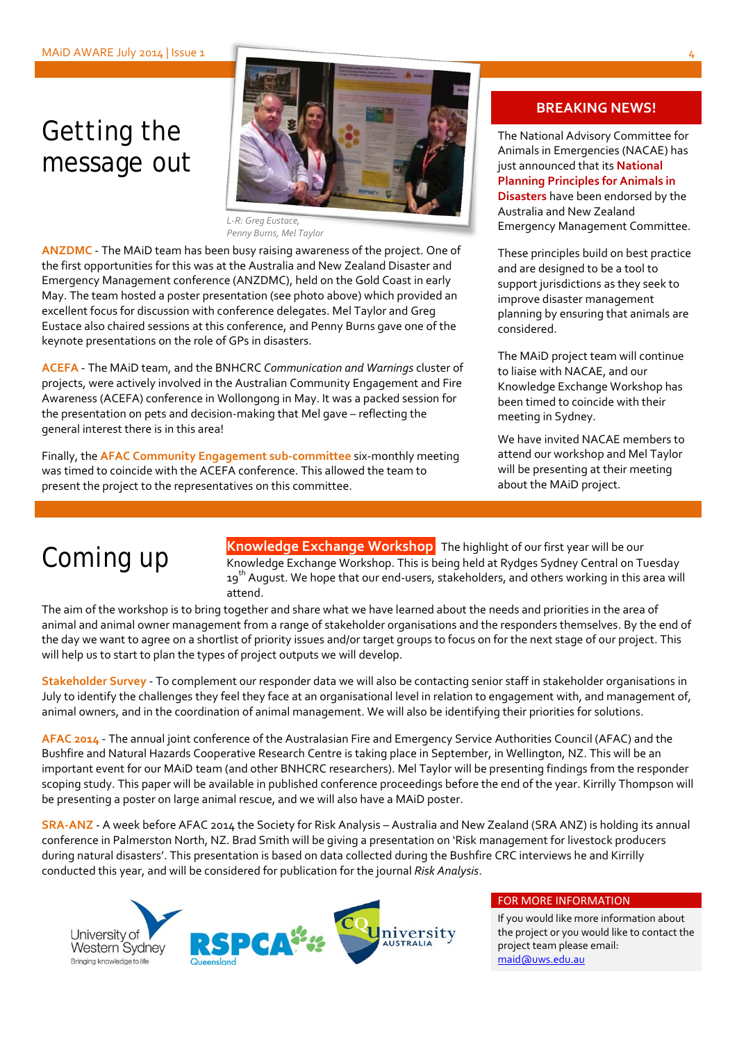# Getting the message out

L-R: Greg Eustace, Penny Burns, Mel Taylor

**ANZDMC** - The MAiD team has been busy raising awareness of the project. One of the first opportunities for this was at the Australia and New Zealand Disaster and Emergency Management conference (ANZDMC), held on the Gold Coast in early May. The team hosted a poster presentation (see photo above) which provided an excellent focus for discussion with conference delegates. Mel Taylor and Greg Eustace also chaired sessions at this conference, and Penny Burns gave one of the keynote presentations on the role of GPs in disasters.

**ACEFA** - The MAiD team, and the BNHCRC *Communication and Warnings* cluster of projects, were actively involved in the Australian Community Engagement and Fire Awareness (ACEFA) conference in Wollongong in May. It was a packed session for the presentation on pets and decision-making that Mel gave – reflecting the general interest there is in this area!

Finally, the **AFAC Community Engagement sub-committee** six-monthly meeting was timed to coincide with the ACEFA conference. This allowed the team to present the project to the representatives on this committee.

## BREAKING NEWS!

The National Advisory Committee for Animals in Emergencies (NACAE) has just announced that its **National Planning Principles for Animals in Disasters** have been endorsed by the Australia and New Zealand Emergency Management Committee.

These principles build on best practice and are designed to be a tool to support jurisdictions as they seek to improve disaster management planning by ensuring that animals are considered.

The MAiD project team will continue to liaise with NACAE, and our Knowledge Exchange Workshop has been timed to coincide with their meeting in Sydney.

We have invited NACAE members to attend our workshop and Mel Taylor will be presenting at their meeting about the MAiD project.

# Coming up

**Knowledge Exchange Workshop** The highlight of our first year will be our Knowledge Exchange Workshop. This is being held at Rydges Sydney Central on Tuesday 19th August. We hope that our end-users, stakeholders, and others working in this area will attend.

The aim of the workshop is to bring together and share what we have learned about the needs and priorities in the area of animal and animal owner management from a range of stakeholder organisations and the responders themselves. By the end of the day we want to agree on a shortlist of priority issues and/or target groups to focus on for the next stage of our project. This will help us to start to plan the types of project outputs we will develop.

**Stakeholder Survey** - To complement our responder data we will also be contacting senior staff in stakeholder organisations in July to identify the challenges they feel they face at an organisational level in relation to engagement with, and management of, animal owners, and in the coordination of animal management. We will also be identifying their priorities for solutions.

**AFAC 2014** - The annual joint conference of the Australasian Fire and Emergency Service Authorities Council (AFAC) and the Bushfire and Natural Hazards Cooperative Research Centre is taking place in September, in Wellington, NZ. This will be an important event for our MAiD team (and other BNHCRC researchers). Mel Taylor will be presenting findings from the responder scoping study. This paper will be available in published conference proceedings before the end of the year. Kirrilly Thompson will be presenting a poster on large animal rescue, and we will also have a MAiD poster.

**SRA-ANZ** - A week before AFAC 2014 the Society for Risk Analysis – Australia and New Zealand (SRA ANZ) is holding its annual conference in Palmerston North, NZ. Brad Smith will be giving a presentation on 'Risk management for livestock producers during natural disasters'. This presentation is based on data collected during the Bushfire CRC interviews he and Kirrilly conducted this year, and will be considered for publication for the journal *Risk Analysis*.

University of Western Sydney — Bringing knowledge to life

RSPCA Queensland

CQUniversity Australia

## FOR MORE INFORMATION

If you would like more information about the project or you would like to contact the project team please email: maid@uws.edu.au